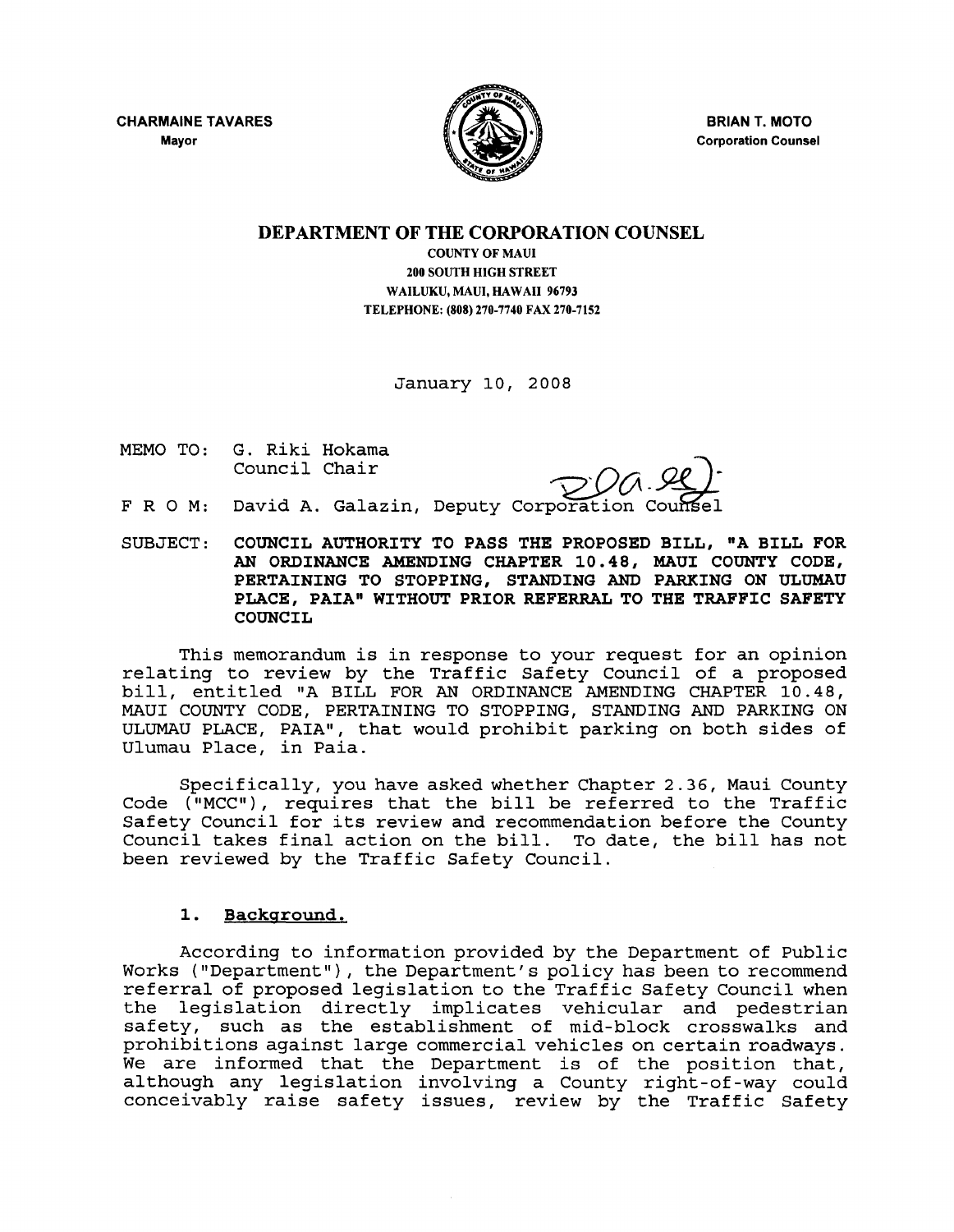CHARMAINE TAVARES
Mayor

BRIAN T. MOTO
Corporation Counsel

# DEPARTMENT OF THE CORPORATION COUNSEL

COUNTY OF MAUI
200 SOUTH HIGH STREET
WAILUKU, MAUI, HAWAII 96793
TELEPHONE: (808) 270-7740 FAX 270-7152

January 10, 2008

MEMO TO: G. Riki Hokama
Council Chair

F R O M: David A. Galazin, Deputy Corporation Counsel

SUBJECT: **COUNCIL AUTHORITY TO PASS THE PROPOSED BILL, "A BILL FOR AN ORDINANCE AMENDING CHAPTER 10.48, MAUI COUNTY CODE, PERTAINING TO STOPPING, STANDING AND PARKING ON ULUMAU PLACE, PAIA" WITHOUT PRIOR REFERRAL TO THE TRAFFIC SAFETY COUNCIL**

This memorandum is in response to your request for an opinion relating to review by the Traffic Safety Council of a proposed bill, entitled "A BILL FOR AN ORDINANCE AMENDING CHAPTER 10.48, MAUI COUNTY CODE, PERTAINING TO STOPPING, STANDING AND PARKING ON ULUMAU PLACE, PAIA", that would prohibit parking on both sides of Ulumau Place, in Paia.

Specifically, you have asked whether Chapter 2.36, Maui County Code ("MCC"), requires that the bill be referred to the Traffic Safety Council for its review and recommendation before the County Council takes final action on the bill. To date, the bill has not been reviewed by the Traffic Safety Council.

## 1. Background.

According to information provided by the Department of Public Works ("Department"), the Department's policy has been to recommend referral of proposed legislation to the Traffic Safety Council when the legislation directly implicates vehicular and pedestrian safety, such as the establishment of mid-block crosswalks and prohibitions against large commercial vehicles on certain roadways. We are informed that the Department is of the position that, although any legislation involving a County right-of-way could conceivably raise safety issues, review by the Traffic Safety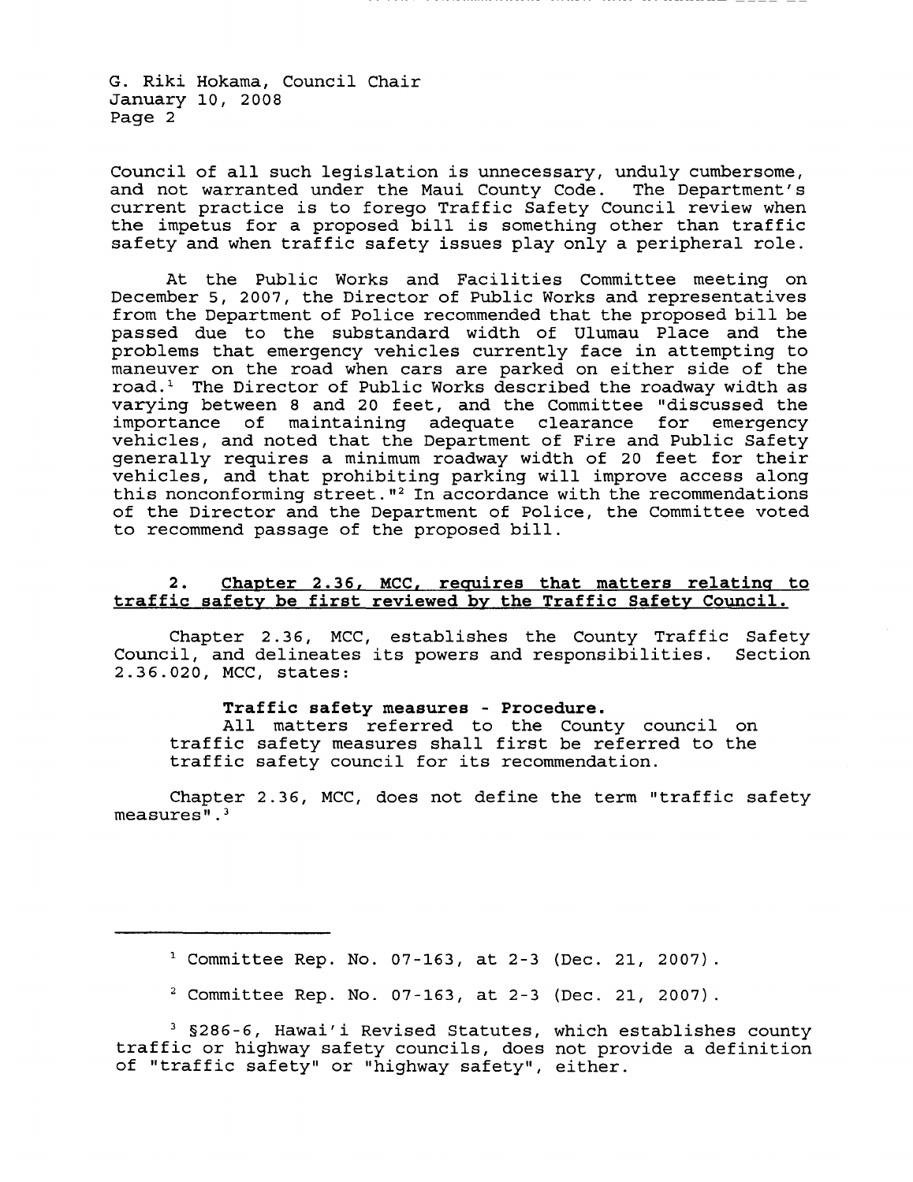Council of all such legislation is unnecessary, unduly cumbersome, and not warranted under the Maui County Code. The Department's current practice is to forego Traffic Safety Council review when the impetus for a proposed bill is something other than traffic safety and when traffic safety issues play only a peripheral role.

At the Public Works and Facilities Committee meeting on December 5, 2007, the Director of Public Works and representatives from the Department of Police recommended that the proposed bill be passed due to the substandard width of Ulumau Place and the problems that emergency vehicles currently face in attempting to maneuver on the road when cars are parked on either side of the road.[1] The Director of Public Works described the roadway width as varying between 8 and 20 feet, and the Committee "discussed the importance of maintaining adequate clearance for emergency vehicles, and noted that the Department of Fire and Public Safety generally requires a minimum roadway width of 20 feet for their vehicles, and that prohibiting parking will improve access along this nonconforming street."[2] In accordance with the recommendations of the Director and the Department of Police, the Committee voted to recommend passage of the proposed bill.

## 2. Chapter 2.36, MCC, requires that matters relating to traffic safety be first reviewed by the Traffic Safety Council.

Chapter 2.36, MCC, establishes the County Traffic Safety Council, and delineates its powers and responsibilities. Section 2.36.020, MCC, states:

> **Traffic safety measures - Procedure.**
> All matters referred to the County council on traffic safety measures shall first be referred to the traffic safety council for its recommendation.

Chapter 2.36, MCC, does not define the term "traffic safety measures".[3]

---

[1] Committee Rep. No. 07-163, at 2-3 (Dec. 21, 2007).

[2] Committee Rep. No. 07-163, at 2-3 (Dec. 21, 2007).

[3] §286-6, Hawai'i Revised Statutes, which establishes county traffic or highway safety councils, does not provide a definition of "traffic safety" or "highway safety", either.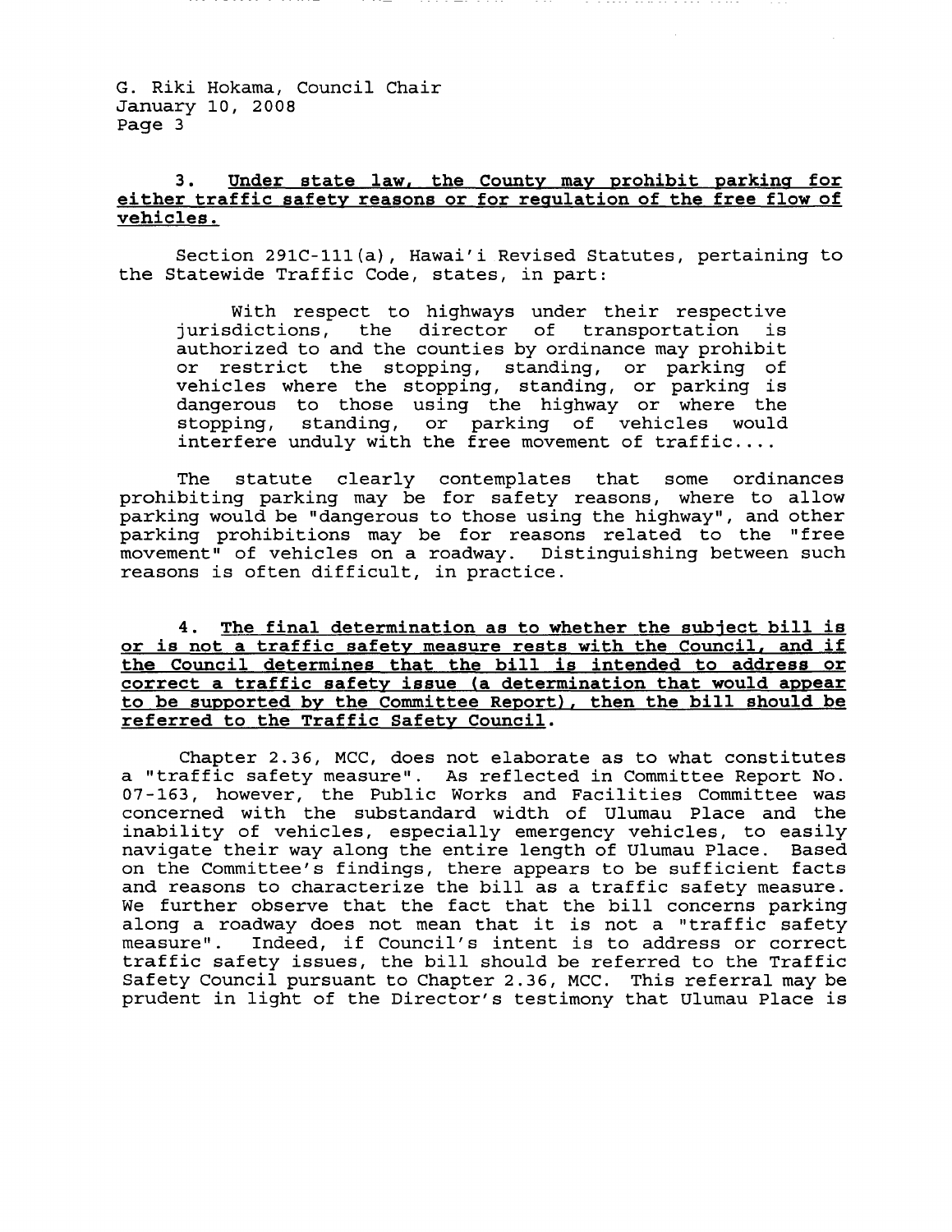### 3. Under state law, the County may prohibit parking for either traffic safety reasons or for regulation of the free flow of vehicles.

Section 291C-111(a), Hawai'i Revised Statutes, pertaining to the Statewide Traffic Code, states, in part:

> With respect to highways under their respective jurisdictions, the director of transportation is authorized to and the counties by ordinance may prohibit or restrict the stopping, standing, or parking of vehicles where the stopping, standing, or parking is dangerous to those using the highway or where the stopping, standing, or parking of vehicles would interfere unduly with the free movement of traffic....

The statute clearly contemplates that some ordinances prohibiting parking may be for safety reasons, where to allow parking would be "dangerous to those using the highway", and other parking prohibitions may be for reasons related to the "free movement" of vehicles on a roadway. Distinguishing between such reasons is often difficult, in practice.

### 4. The final determination as to whether the subject bill is or is not a traffic safety measure rests with the Council, and if the Council determines that the bill is intended to address or correct a traffic safety issue (a determination that would appear to be supported by the Committee Report), then the bill should be referred to the Traffic Safety Council.

Chapter 2.36, MCC, does not elaborate as to what constitutes a "traffic safety measure". As reflected in Committee Report No. 07-163, however, the Public Works and Facilities Committee was concerned with the substandard width of Ulumau Place and the inability of vehicles, especially emergency vehicles, to easily navigate their way along the entire length of Ulumau Place. Based on the Committee's findings, there appears to be sufficient facts and reasons to characterize the bill as a traffic safety measure. We further observe that the fact that the bill concerns parking along a roadway does not mean that it is not a "traffic safety measure". Indeed, if Council's intent is to address or correct traffic safety issues, the bill should be referred to the Traffic Safety Council pursuant to Chapter 2.36, MCC. This referral may be prudent in light of the Director's testimony that Ulumau Place is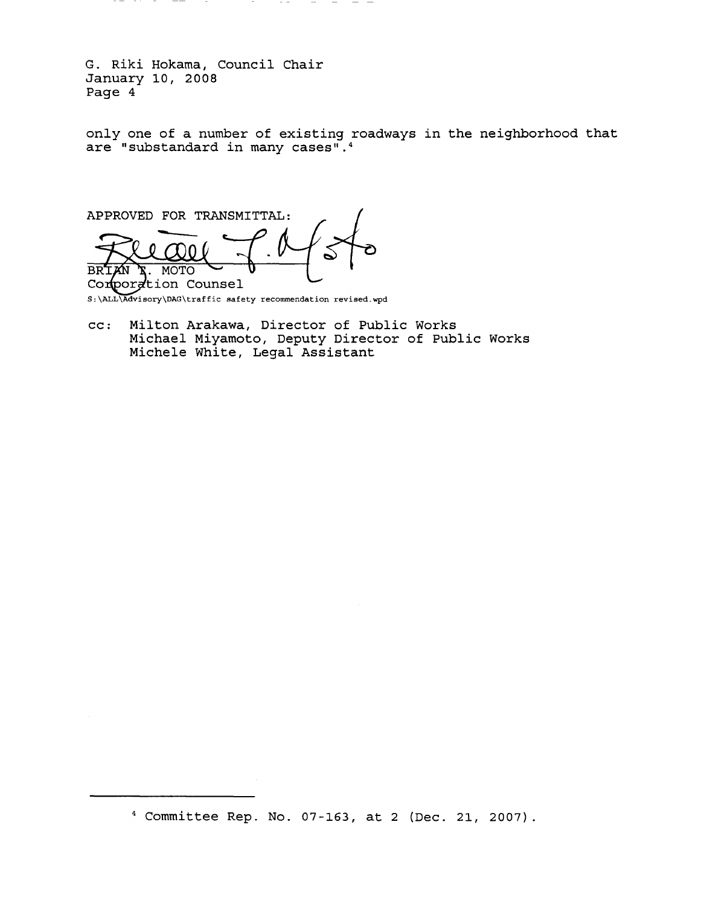only one of a number of existing roadways in the neighborhood that are "substandard in many cases".[4]

APPROVED FOR TRANSMITTAL:

BRIAN T. MOTO
Corporation Counsel

S:\ALL\Advisory\DAG\traffic safety recommendation revised.wpd

cc: Milton Arakawa, Director of Public Works
Michael Miyamoto, Deputy Director of Public Works
Michele White, Legal Assistant

---

[4] Committee Rep. No. 07-163, at 2 (Dec. 21, 2007).